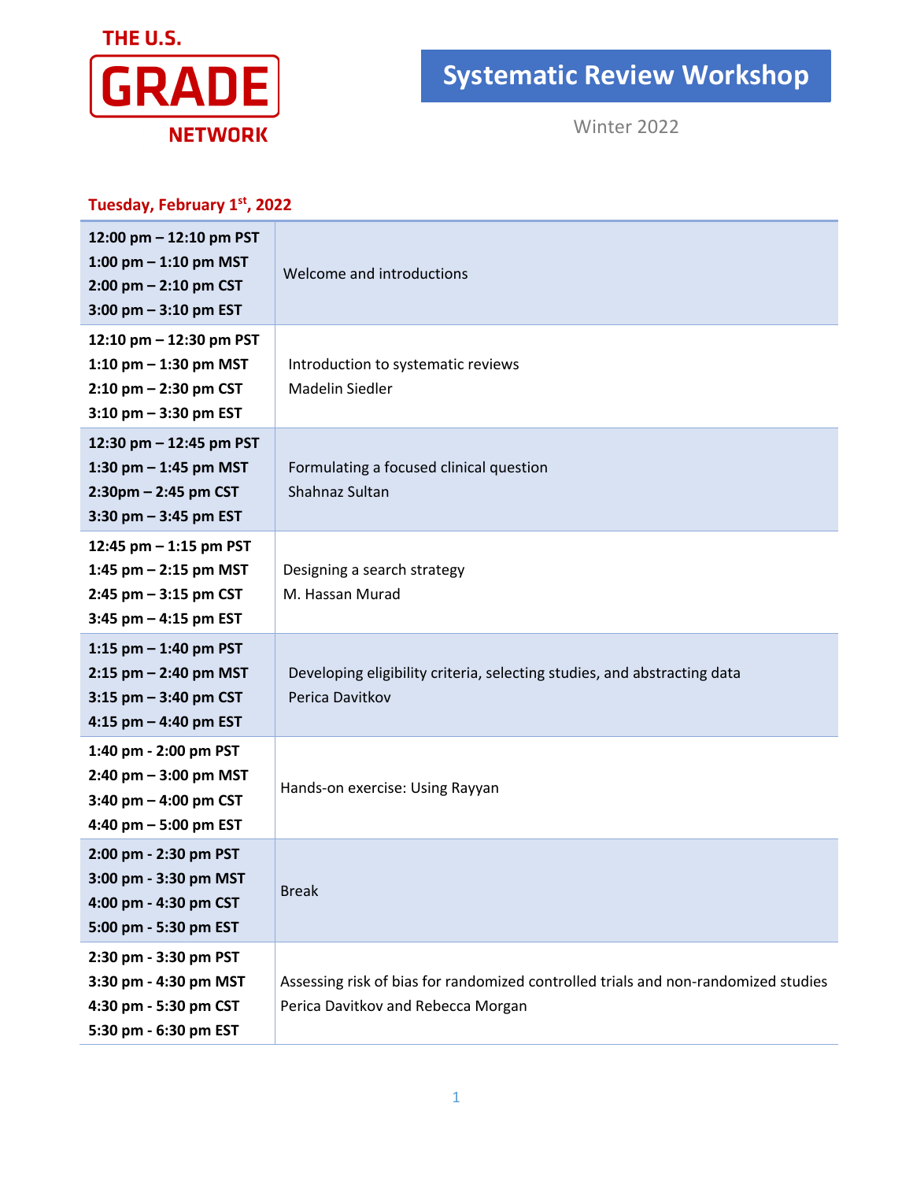THE U.S. **GRADE** NETWORK

# Systematic Review Workshop

Winter 2022

## Tuesday, February 1st, 2022

| Time | Session |
|---|---|
| **12:00 pm – 12:10 pm PST**<br>**1:00 pm – 1:10 pm MST**<br>**2:00 pm – 2:10 pm CST**<br>**3:00 pm – 3:10 pm EST** | Welcome and introductions |
| **12:10 pm – 12:30 pm PST**<br>**1:10 pm – 1:30 pm MST**<br>**2:10 pm – 2:30 pm CST**<br>**3:10 pm – 3:30 pm EST** | Introduction to systematic reviews<br>Madelin Siedler |
| **12:30 pm – 12:45 pm PST**<br>**1:30 pm – 1:45 pm MST**<br>**2:30pm – 2:45 pm CST**<br>**3:30 pm – 3:45 pm EST** | Formulating a focused clinical question<br>Shahnaz Sultan |
| **12:45 pm – 1:15 pm PST**<br>**1:45 pm – 2:15 pm MST**<br>**2:45 pm – 3:15 pm CST**<br>**3:45 pm – 4:15 pm EST** | Designing a search strategy<br>M. Hassan Murad |
| **1:15 pm – 1:40 pm PST**<br>**2:15 pm – 2:40 pm MST**<br>**3:15 pm – 3:40 pm CST**<br>**4:15 pm – 4:40 pm EST** | Developing eligibility criteria, selecting studies, and abstracting data<br>Perica Davitkov |
| **1:40 pm - 2:00 pm PST**<br>**2:40 pm – 3:00 pm MST**<br>**3:40 pm – 4:00 pm CST**<br>**4:40 pm – 5:00 pm EST** | Hands-on exercise: Using Rayyan |
| **2:00 pm - 2:30 pm PST**<br>**3:00 pm - 3:30 pm MST**<br>**4:00 pm - 4:30 pm CST**<br>**5:00 pm - 5:30 pm EST** | Break |
| **2:30 pm - 3:30 pm PST**<br>**3:30 pm - 4:30 pm MST**<br>**4:30 pm - 5:30 pm CST**<br>**5:30 pm - 6:30 pm EST** | Assessing risk of bias for randomized controlled trials and non-randomized studies<br>Perica Davitkov and Rebecca Morgan |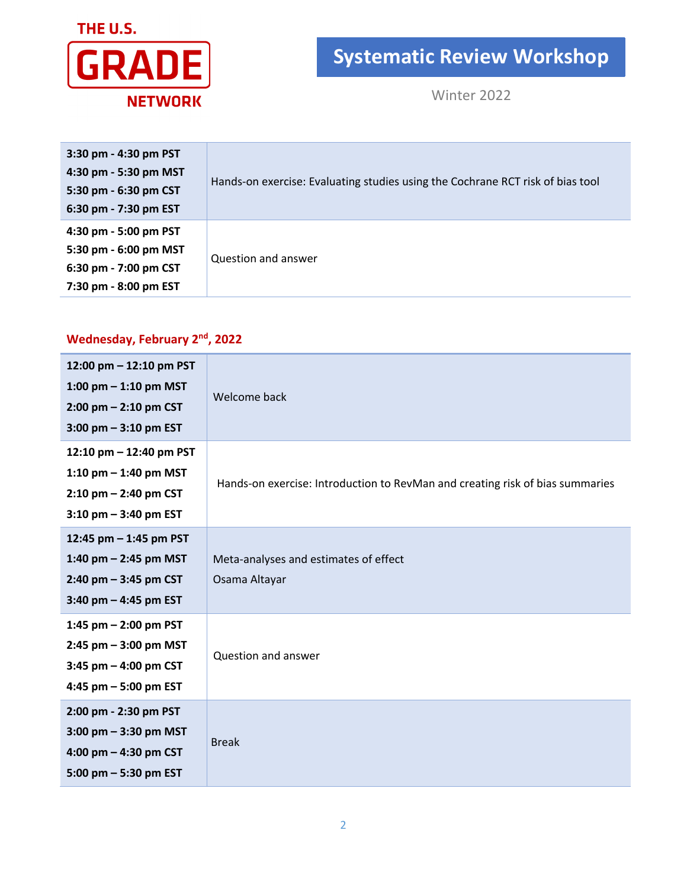| | |
|---|---|
| **3:30 pm - 4:30 pm PST**<br>**4:30 pm - 5:30 pm MST**<br>**5:30 pm - 6:30 pm CST**<br>**6:30 pm - 7:30 pm EST** | Hands-on exercise: Evaluating studies using the Cochrane RCT risk of bias tool |
| **4:30 pm - 5:00 pm PST**<br>**5:30 pm - 6:00 pm MST**<br>**6:30 pm - 7:00 pm CST**<br>**7:30 pm - 8:00 pm EST** | Question and answer |

### Wednesday, February 2nd, 2022

| | |
|---|---|
| **12:00 pm – 12:10 pm PST**<br>**1:00 pm – 1:10 pm MST**<br>**2:00 pm – 2:10 pm CST**<br>**3:00 pm – 3:10 pm EST** | Welcome back |
| **12:10 pm – 12:40 pm PST**<br>**1:10 pm – 1:40 pm MST**<br>**2:10 pm – 2:40 pm CST**<br>**3:10 pm – 3:40 pm EST** | Hands-on exercise: Introduction to RevMan and creating risk of bias summaries |
| **12:45 pm – 1:45 pm PST**<br>**1:40 pm – 2:45 pm MST**<br>**2:40 pm – 3:45 pm CST**<br>**3:40 pm – 4:45 pm EST** | Meta-analyses and estimates of effect<br>Osama Altayar |
| **1:45 pm – 2:00 pm PST**<br>**2:45 pm – 3:00 pm MST**<br>**3:45 pm – 4:00 pm CST**<br>**4:45 pm – 5:00 pm EST** | Question and answer |
| **2:00 pm - 2:30 pm PST**<br>**3:00 pm – 3:30 pm MST**<br>**4:00 pm – 4:30 pm CST**<br>**5:00 pm – 5:30 pm EST** | Break |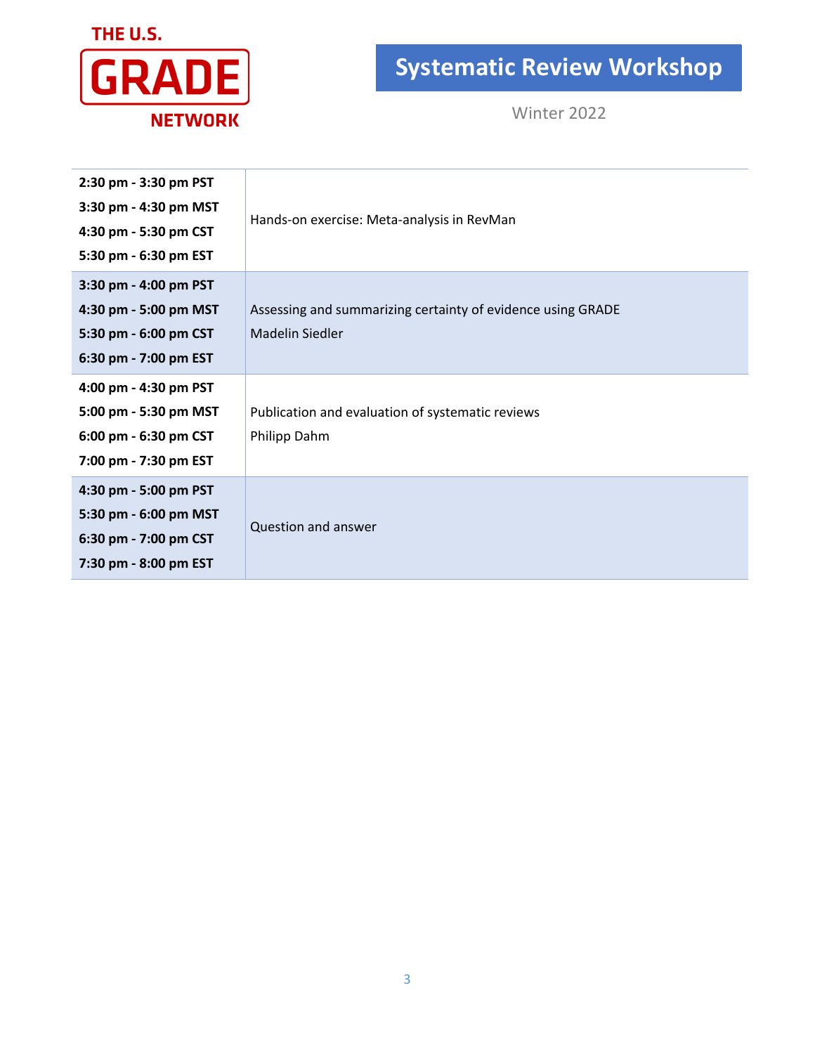| | |
|---|---|
| **2:30 pm - 3:30 pm PST**<br>**3:30 pm - 4:30 pm MST**<br>**4:30 pm - 5:30 pm CST**<br>**5:30 pm - 6:30 pm EST** | Hands-on exercise: Meta-analysis in RevMan |
| **3:30 pm - 4:00 pm PST**<br>**4:30 pm - 5:00 pm MST**<br>**5:30 pm - 6:00 pm CST**<br>**6:30 pm - 7:00 pm EST** | Assessing and summarizing certainty of evidence using GRADE<br>Madelin Siedler |
| **4:00 pm - 4:30 pm PST**<br>**5:00 pm - 5:30 pm MST**<br>**6:00 pm - 6:30 pm CST**<br>**7:00 pm - 7:30 pm EST** | Publication and evaluation of systematic reviews<br>Philipp Dahm |
| **4:30 pm - 5:00 pm PST**<br>**5:30 pm - 6:00 pm MST**<br>**6:30 pm - 7:00 pm CST**<br>**7:30 pm - 8:00 pm EST** | Question and answer |